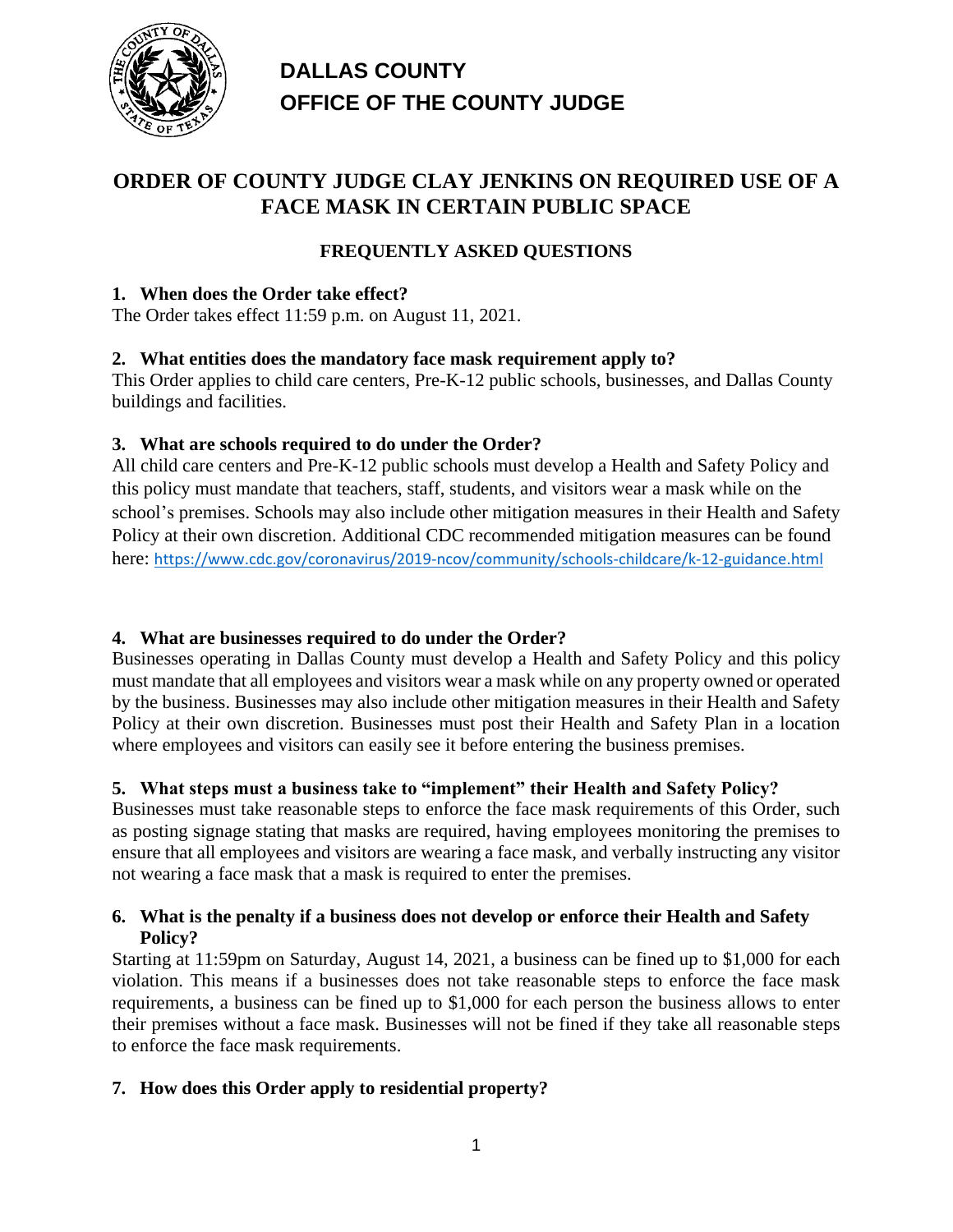**DALLAS COUNTY**
**OFFICE OF THE COUNTY JUDGE**

# ORDER OF COUNTY JUDGE CLAY JENKINS ON REQUIRED USE OF A FACE MASK IN CERTAIN PUBLIC SPACE

## FREQUENTLY ASKED QUESTIONS

### 1. When does the Order take effect?

The Order takes effect 11:59 p.m. on August 11, 2021.

### 2. What entities does the mandatory face mask requirement apply to?

This Order applies to child care centers, Pre-K-12 public schools, businesses, and Dallas County buildings and facilities.

### 3. What are schools required to do under the Order?

All child care centers and Pre-K-12 public schools must develop a Health and Safety Policy and this policy must mandate that teachers, staff, students, and visitors wear a mask while on the school's premises. Schools may also include other mitigation measures in their Health and Safety Policy at their own discretion. Additional CDC recommended mitigation measures can be found here: https://www.cdc.gov/coronavirus/2019-ncov/community/schools-childcare/k-12-guidance.html

### 4. What are businesses required to do under the Order?

Businesses operating in Dallas County must develop a Health and Safety Policy and this policy must mandate that all employees and visitors wear a mask while on any property owned or operated by the business. Businesses may also include other mitigation measures in their Health and Safety Policy at their own discretion. Businesses must post their Health and Safety Plan in a location where employees and visitors can easily see it before entering the business premises.

### 5. What steps must a business take to "implement" their Health and Safety Policy?

Businesses must take reasonable steps to enforce the face mask requirements of this Order, such as posting signage stating that masks are required, having employees monitoring the premises to ensure that all employees and visitors are wearing a face mask, and verbally instructing any visitor not wearing a face mask that a mask is required to enter the premises.

### 6. What is the penalty if a business does not develop or enforce their Health and Safety Policy?

Starting at 11:59pm on Saturday, August 14, 2021, a business can be fined up to $1,000 for each violation. This means if a businesses does not take reasonable steps to enforce the face mask requirements, a business can be fined up to $1,000 for each person the business allows to enter their premises without a face mask. Businesses will not be fined if they take all reasonable steps to enforce the face mask requirements.

### 7. How does this Order apply to residential property?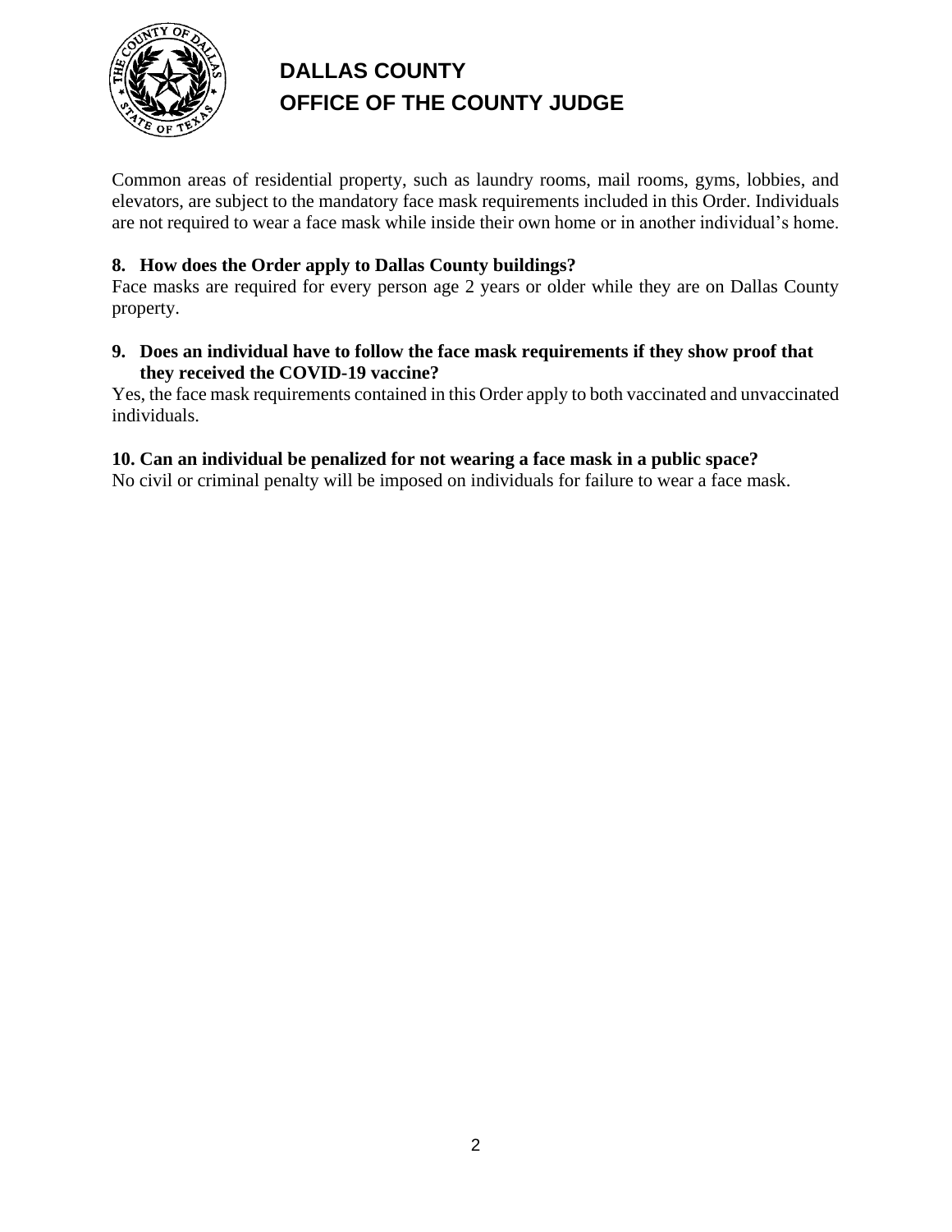# DALLAS COUNTY
# OFFICE OF THE COUNTY JUDGE

Common areas of residential property, such as laundry rooms, mail rooms, gyms, lobbies, and elevators, are subject to the mandatory face mask requirements included in this Order. Individuals are not required to wear a face mask while inside their own home or in another individual's home.

**8. How does the Order apply to Dallas County buildings?**

Face masks are required for every person age 2 years or older while they are on Dallas County property.

**9. Does an individual have to follow the face mask requirements if they show proof that they received the COVID-19 vaccine?**

Yes, the face mask requirements contained in this Order apply to both vaccinated and unvaccinated individuals.

**10. Can an individual be penalized for not wearing a face mask in a public space?**

No civil or criminal penalty will be imposed on individuals for failure to wear a face mask.